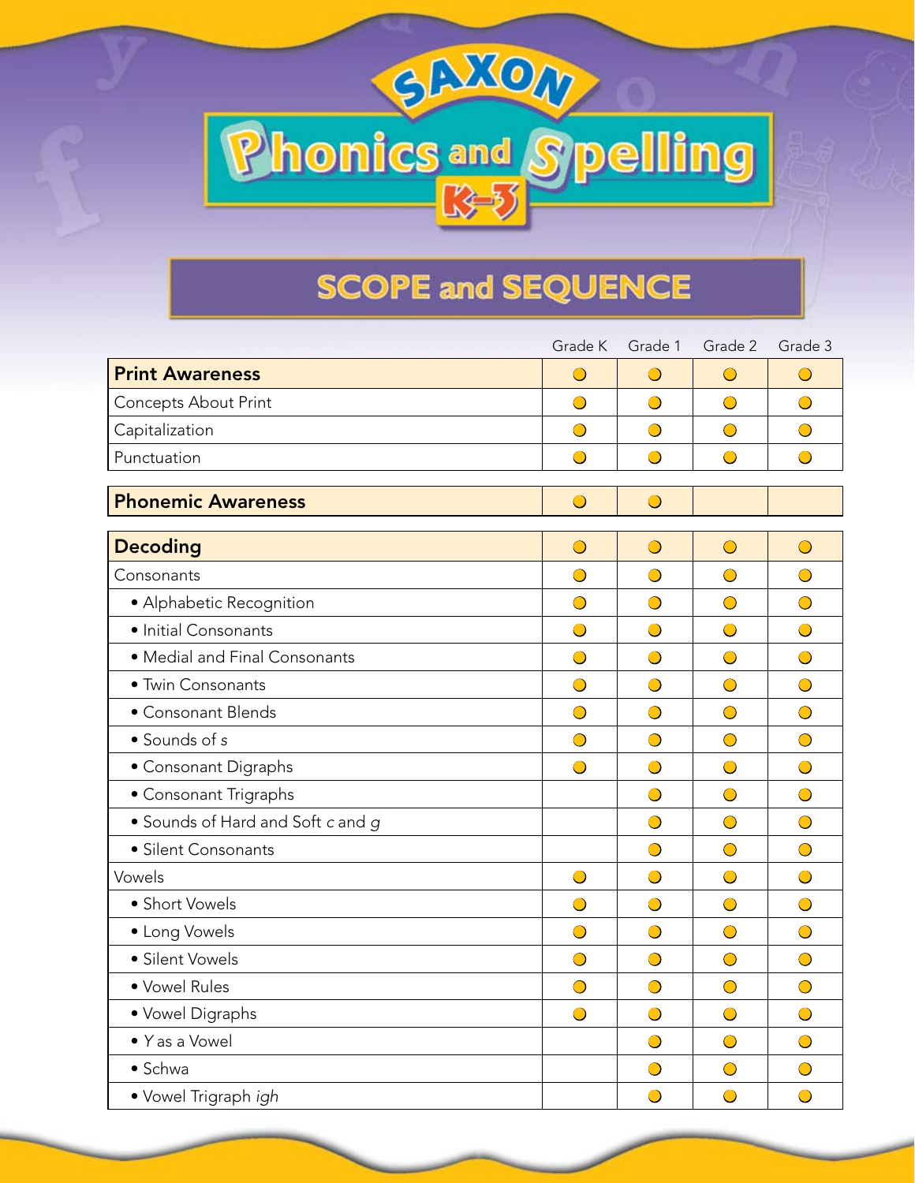# SAXON Phonics and Spelling K–3

## SCOPE and SEQUENCE

| | Grade K | Grade 1 | Grade 2 | Grade 3 |
|---|---|---|---|---|
| **Print Awareness** | ● | ● | ● | ● |
| Concepts About Print | ● | ● | ● | ● |
| Capitalization | ● | ● | ● | ● |
| Punctuation | ● | ● | ● | ● |
| **Phonemic Awareness** | ● | ● | | |
| **Decoding** | ● | ● | ● | ● |
| Consonants | ● | ● | ● | ● |
| • Alphabetic Recognition | ● | ● | ● | ● |
| • Initial Consonants | ● | ● | ● | ● |
| • Medial and Final Consonants | ● | ● | ● | ● |
| • Twin Consonants | ● | ● | ● | ● |
| • Consonant Blends | ● | ● | ● | ● |
| • Sounds of *s* | ● | ● | ● | ● |
| • Consonant Digraphs | ● | ● | ● | ● |
| • Consonant Trigraphs | | ● | ● | ● |
| • Sounds of Hard and Soft *c* and *g* | | ● | ● | ● |
| • Silent Consonants | | ● | ● | ● |
| Vowels | ● | ● | ● | ● |
| • Short Vowels | ● | ● | ● | ● |
| • Long Vowels | ● | ● | ● | ● |
| • Silent Vowels | ● | ● | ● | ● |
| • Vowel Rules | ● | ● | ● | ● |
| • Vowel Digraphs | ● | ● | ● | ● |
| • *Y* as a Vowel | | ● | ● | ● |
| • Schwa | | ● | ● | ● |
| • Vowel Trigraph *igh* | | ● | ● | ● |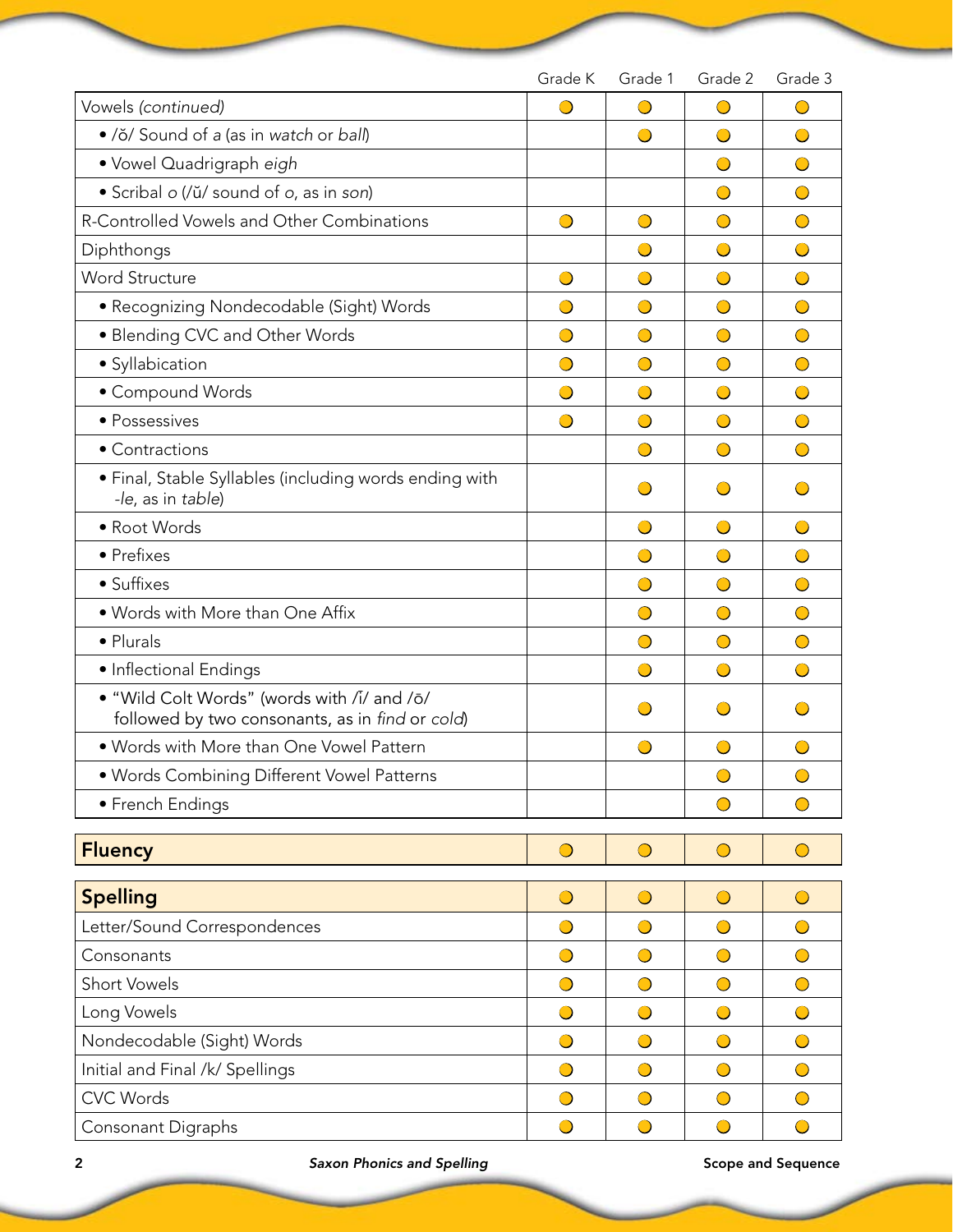| | Grade K | Grade 1 | Grade 2 | Grade 3 |
|---|---|---|---|---|
| Vowels *(continued)* | ● | ● | ● | ● |
| • /ŏ/ Sound of *a* (as in *watch* or *ball*) | | ● | ● | ● |
| • Vowel Quadrigraph *eigh* | | | ● | ● |
| • Scribal *o* (/ŭ/ sound of *o*, as in *son*) | | | ● | ● |
| R-Controlled Vowels and Other Combinations | ● | ● | ● | ● |
| Diphthongs | | ● | ● | ● |
| Word Structure | ● | ● | ● | ● |
| • Recognizing Nondecodable (Sight) Words | ● | ● | ● | ● |
| • Blending CVC and Other Words | ● | ● | ● | ● |
| • Syllabication | ● | ● | ● | ● |
| • Compound Words | ● | ● | ● | ● |
| • Possessives | ● | ● | ● | ● |
| • Contractions | | ● | ● | ● |
| • Final, Stable Syllables (including words ending with *-le*, as in *table*) | | ● | ● | ● |
| • Root Words | | ● | ● | ● |
| • Prefixes | | ● | ● | ● |
| • Suffixes | | ● | ● | ● |
| • Words with More than One Affix | | ● | ● | ● |
| • Plurals | | ● | ● | ● |
| • Inflectional Endings | | ● | ● | ● |
| • "Wild Colt Words" (words with /ī/ and /ō/ followed by two consonants, as in *find* or *cold*) | | ● | ● | ● |
| • Words with More than One Vowel Pattern | | ● | ● | ● |
| • Words Combining Different Vowel Patterns | | | ● | ● |
| • French Endings | | | ● | ● |

| | Grade K | Grade 1 | Grade 2 | Grade 3 |
|---|---|---|---|---|
| **Fluency** | ● | ● | ● | ● |

| | Grade K | Grade 1 | Grade 2 | Grade 3 |
|---|---|---|---|---|
| **Spelling** | ● | ● | ● | ● |
| Letter/Sound Correspondences | ● | ● | ● | ● |
| Consonants | ● | ● | ● | ● |
| Short Vowels | ● | ● | ● | ● |
| Long Vowels | ● | ● | ● | ● |
| Nondecodable (Sight) Words | ● | ● | ● | ● |
| Initial and Final /k/ Spellings | ● | ● | ● | ● |
| CVC Words | ● | ● | ● | ● |
| Consonant Digraphs | ● | ● | ● | ● |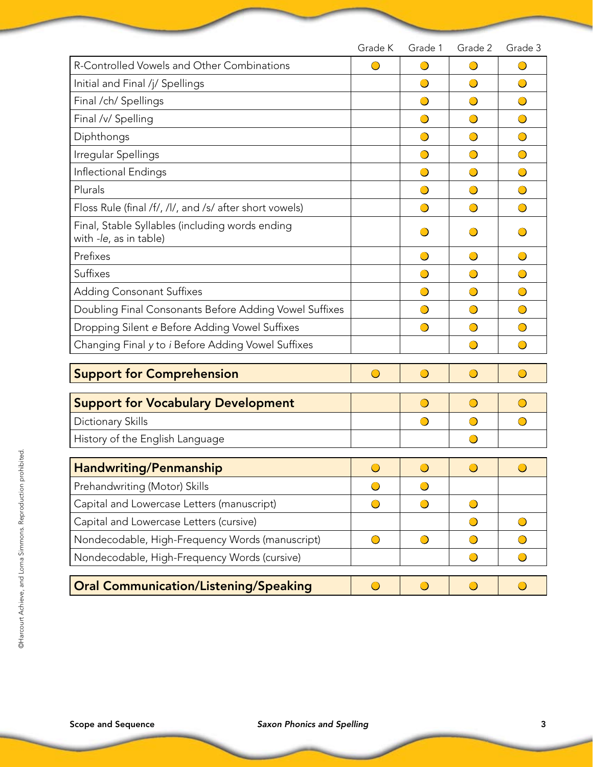| | Grade K | Grade 1 | Grade 2 | Grade 3 |
|---|---|---|---|---|
| R-Controlled Vowels and Other Combinations | ● | ● | ● | ● |
| Initial and Final /j/ Spellings | | ● | ● | ● |
| Final /ch/ Spellings | | ● | ● | ● |
| Final /v/ Spelling | | ● | ● | ● |
| Diphthongs | | ● | ● | ● |
| Irregular Spellings | | ● | ● | ● |
| Inflectional Endings | | ● | ● | ● |
| Plurals | | ● | ● | ● |
| Floss Rule (final /f/, /l/, and /s/ after short vowels) | | ● | ● | ● |
| Final, Stable Syllables (including words ending with *-le*, as in table) | | ● | ● | ● |
| Prefixes | | ● | ● | ● |
| Suffixes | | ● | ● | ● |
| Adding Consonant Suffixes | | ● | ● | ● |
| Doubling Final Consonants Before Adding Vowel Suffixes | | ● | ● | ● |
| Dropping Silent *e* Before Adding Vowel Suffixes | | ● | ● | ● |
| Changing Final *y* to *i* Before Adding Vowel Suffixes | | | ● | ● |
| **Support for Comprehension** | ● | ● | ● | ● |
| **Support for Vocabulary Development** | | ● | ● | ● |
| Dictionary Skills | | ● | ● | ● |
| History of the English Language | | | ● | |
| **Handwriting/Penmanship** | ● | ● | ● | ● |
| Prehandwriting (Motor) Skills | ● | ● | | |
| Capital and Lowercase Letters (manuscript) | ● | ● | ● | |
| Capital and Lowercase Letters (cursive) | | | ● | ● |
| Nondecodable, High-Frequency Words (manuscript) | ● | ● | ● | ● |
| Nondecodable, High-Frequency Words (cursive) | | | ● | ● |
| **Oral Communication/Listening/Speaking** | ● | ● | ● | ● |

©Harcourt Achieve, and Lorna Simmons. Reproduction prohibited.